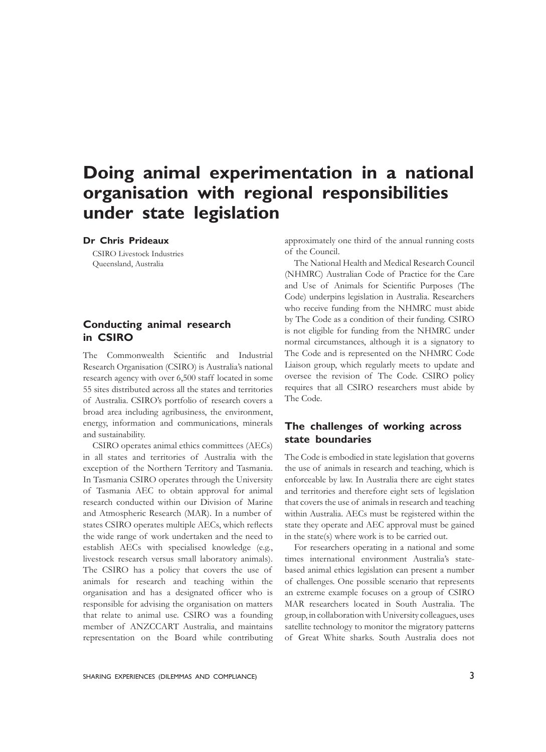# Doing animal experimentation in a national organisation with regional responsibilities under state legislation

**Dr Chris Prideaux**

CSIRO Livestock Industries
Queensland, Australia

## Conducting animal research in CSIRO

The Commonwealth Scientific and Industrial Research Organisation (CSIRO) is Australia's national research agency with over 6,500 staff located in some 55 sites distributed across all the states and territories of Australia. CSIRO's portfolio of research covers a broad area including agribusiness, the environment, energy, information and communications, minerals and sustainability.

CSIRO operates animal ethics committees (AECs) in all states and territories of Australia with the exception of the Northern Territory and Tasmania. In Tasmania CSIRO operates through the University of Tasmania AEC to obtain approval for animal research conducted within our Division of Marine and Atmospheric Research (MAR). In a number of states CSIRO operates multiple AECs, which reflects the wide range of work undertaken and the need to establish AECs with specialised knowledge (e.g., livestock research versus small laboratory animals). The CSIRO has a policy that covers the use of animals for research and teaching within the organisation and has a designated officer who is responsible for advising the organisation on matters that relate to animal use. CSIRO was a founding member of ANZCCART Australia, and maintains representation on the Board while contributing approximately one third of the annual running costs of the Council.

The National Health and Medical Research Council (NHMRC) Australian Code of Practice for the Care and Use of Animals for Scientific Purposes (The Code) underpins legislation in Australia. Researchers who receive funding from the NHMRC must abide by The Code as a condition of their funding. CSIRO is not eligible for funding from the NHMRC under normal circumstances, although it is a signatory to The Code and is represented on the NHMRC Code Liaison group, which regularly meets to update and oversee the revision of The Code. CSIRO policy requires that all CSIRO researchers must abide by The Code.

## The challenges of working across state boundaries

The Code is embodied in state legislation that governs the use of animals in research and teaching, which is enforceable by law. In Australia there are eight states and territories and therefore eight sets of legislation that covers the use of animals in research and teaching within Australia. AECs must be registered within the state they operate and AEC approval must be gained in the state(s) where work is to be carried out.

For researchers operating in a national and some times international environment Australia's state-based animal ethics legislation can present a number of challenges. One possible scenario that represents an extreme example focuses on a group of CSIRO MAR researchers located in South Australia. The group, in collaboration with University colleagues, uses satellite technology to monitor the migratory patterns of Great White sharks. South Australia does not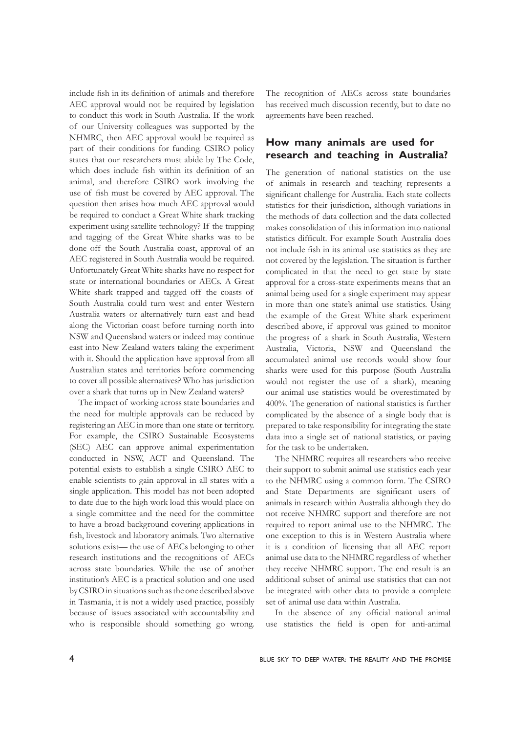include fish in its definition of animals and therefore AEC approval would not be required by legislation to conduct this work in South Australia. If the work of our University colleagues was supported by the NHMRC, then AEC approval would be required as part of their conditions for funding. CSIRO policy states that our researchers must abide by The Code, which does include fish within its definition of an animal, and therefore CSIRO work involving the use of fish must be covered by AEC approval. The question then arises how much AEC approval would be required to conduct a Great White shark tracking experiment using satellite technology? If the trapping and tagging of the Great White sharks was to be done off the South Australia coast, approval of an AEC registered in South Australia would be required. Unfortunately Great White sharks have no respect for state or international boundaries or AECs. A Great White shark trapped and tagged off the coasts of South Australia could turn west and enter Western Australia waters or alternatively turn east and head along the Victorian coast before turning north into NSW and Queensland waters or indeed may continue east into New Zealand waters taking the experiment with it. Should the application have approval from all Australian states and territories before commencing to cover all possible alternatives? Who has jurisdiction over a shark that turns up in New Zealand waters?

The impact of working across state boundaries and the need for multiple approvals can be reduced by registering an AEC in more than one state or territory. For example, the CSIRO Sustainable Ecosystems (SEC) AEC can approve animal experimentation conducted in NSW, ACT and Queensland. The potential exists to establish a single CSIRO AEC to enable scientists to gain approval in all states with a single application. This model has not been adopted to date due to the high work load this would place on a single committee and the need for the committee to have a broad background covering applications in fish, livestock and laboratory animals. Two alternative solutions exist— the use of AECs belonging to other research institutions and the recognitions of AECs across state boundaries. While the use of another institution's AEC is a practical solution and one used by CSIRO in situations such as the one described above in Tasmania, it is not a widely used practice, possibly because of issues associated with accountability and who is responsible should something go wrong. The recognition of AECs across state boundaries has received much discussion recently, but to date no agreements have been reached.

## How many animals are used for research and teaching in Australia?

The generation of national statistics on the use of animals in research and teaching represents a significant challenge for Australia. Each state collects statistics for their jurisdiction, although variations in the methods of data collection and the data collected makes consolidation of this information into national statistics difficult. For example South Australia does not include fish in its animal use statistics as they are not covered by the legislation. The situation is further complicated in that the need to get state by state approval for a cross-state experiments means that an animal being used for a single experiment may appear in more than one state's animal use statistics. Using the example of the Great White shark experiment described above, if approval was gained to monitor the progress of a shark in South Australia, Western Australia, Victoria, NSW and Queensland the accumulated animal use records would show four sharks were used for this purpose (South Australia would not register the use of a shark), meaning our animal use statistics would be overestimated by 400%. The generation of national statistics is further complicated by the absence of a single body that is prepared to take responsibility for integrating the state data into a single set of national statistics, or paying for the task to be undertaken.

The NHMRC requires all researchers who receive their support to submit animal use statistics each year to the NHMRC using a common form. The CSIRO and State Departments are significant users of animals in research within Australia although they do not receive NHMRC support and therefore are not required to report animal use to the NHMRC. The one exception to this is in Western Australia where it is a condition of licensing that all AEC report animal use data to the NHMRC regardless of whether they receive NHMRC support. The end result is an additional subset of animal use statistics that can not be integrated with other data to provide a complete set of animal use data within Australia.

In the absence of any official national animal use statistics the field is open for anti-animal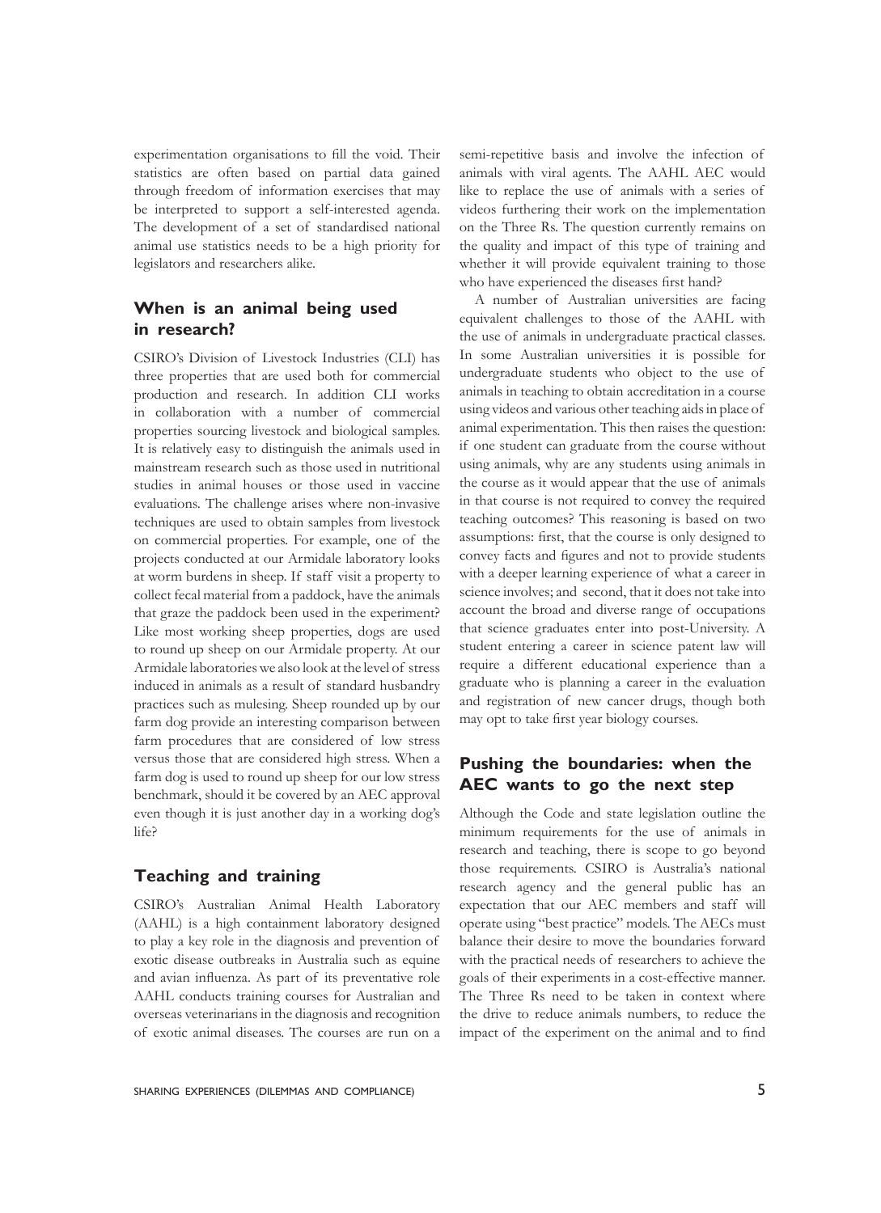experimentation organisations to fill the void. Their statistics are often based on partial data gained through freedom of information exercises that may be interpreted to support a self-interested agenda. The development of a set of standardised national animal use statistics needs to be a high priority for legislators and researchers alike.

## When is an animal being used in research?

CSIRO's Division of Livestock Industries (CLI) has three properties that are used both for commercial production and research. In addition CLI works in collaboration with a number of commercial properties sourcing livestock and biological samples. It is relatively easy to distinguish the animals used in mainstream research such as those used in nutritional studies in animal houses or those used in vaccine evaluations. The challenge arises where non-invasive techniques are used to obtain samples from livestock on commercial properties. For example, one of the projects conducted at our Armidale laboratory looks at worm burdens in sheep. If staff visit a property to collect fecal material from a paddock, have the animals that graze the paddock been used in the experiment? Like most working sheep properties, dogs are used to round up sheep on our Armidale property. At our Armidale laboratories we also look at the level of stress induced in animals as a result of standard husbandry practices such as mulesing. Sheep rounded up by our farm dog provide an interesting comparison between farm procedures that are considered of low stress versus those that are considered high stress. When a farm dog is used to round up sheep for our low stress benchmark, should it be covered by an AEC approval even though it is just another day in a working dog's life?

## Teaching and training

CSIRO's Australian Animal Health Laboratory (AAHL) is a high containment laboratory designed to play a key role in the diagnosis and prevention of exotic disease outbreaks in Australia such as equine and avian influenza. As part of its preventative role AAHL conducts training courses for Australian and overseas veterinarians in the diagnosis and recognition of exotic animal diseases. The courses are run on a semi-repetitive basis and involve the infection of animals with viral agents. The AAHL AEC would like to replace the use of animals with a series of videos furthering their work on the implementation on the Three Rs. The question currently remains on the quality and impact of this type of training and whether it will provide equivalent training to those who have experienced the diseases first hand?

A number of Australian universities are facing equivalent challenges to those of the AAHL with the use of animals in undergraduate practical classes. In some Australian universities it is possible for undergraduate students who object to the use of animals in teaching to obtain accreditation in a course using videos and various other teaching aids in place of animal experimentation. This then raises the question: if one student can graduate from the course without using animals, why are any students using animals in the course as it would appear that the use of animals in that course is not required to convey the required teaching outcomes? This reasoning is based on two assumptions: first, that the course is only designed to convey facts and figures and not to provide students with a deeper learning experience of what a career in science involves; and second, that it does not take into account the broad and diverse range of occupations that science graduates enter into post-University. A student entering a career in science patent law will require a different educational experience than a graduate who is planning a career in the evaluation and registration of new cancer drugs, though both may opt to take first year biology courses.

## Pushing the boundaries: when the AEC wants to go the next step

Although the Code and state legislation outline the minimum requirements for the use of animals in research and teaching, there is scope to go beyond those requirements. CSIRO is Australia's national research agency and the general public has an expectation that our AEC members and staff will operate using "best practice" models. The AECs must balance their desire to move the boundaries forward with the practical needs of researchers to achieve the goals of their experiments in a cost-effective manner. The Three Rs need to be taken in context where the drive to reduce animals numbers, to reduce the impact of the experiment on the animal and to find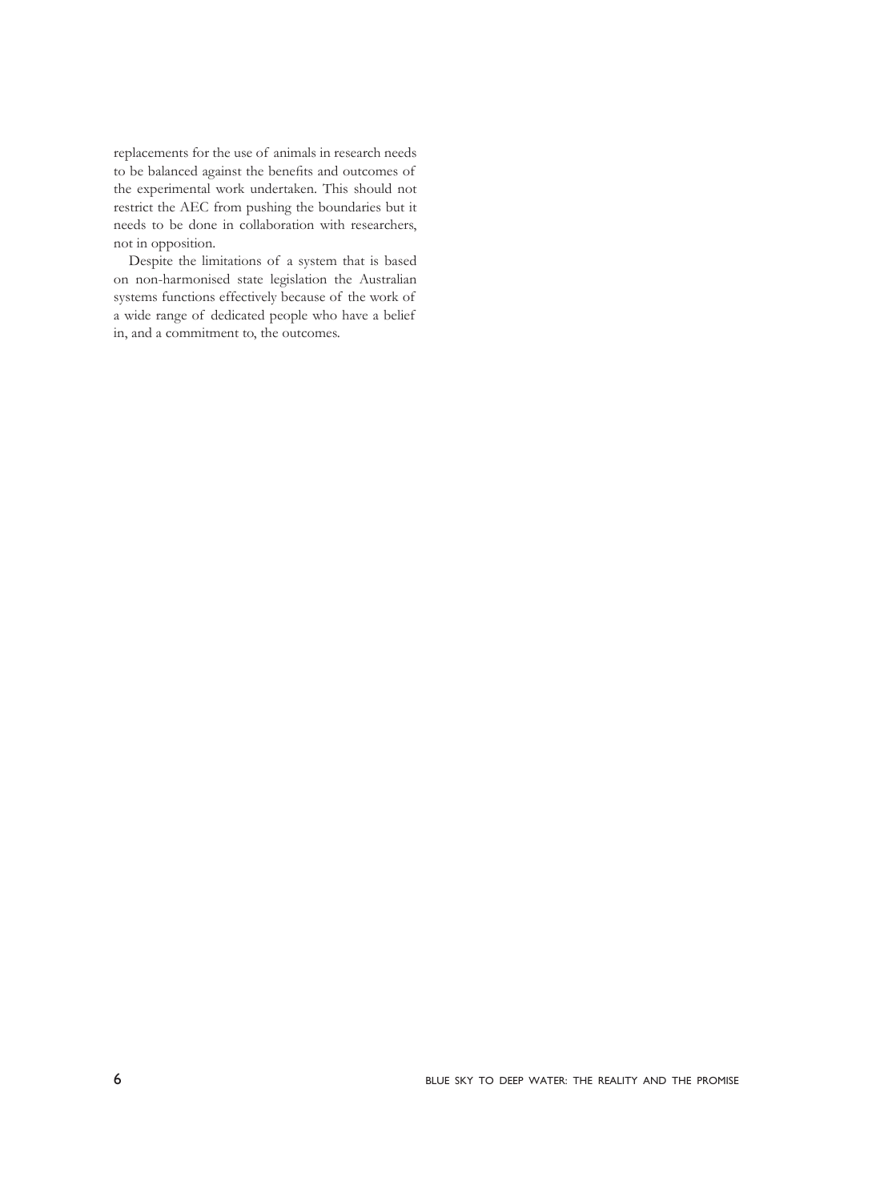replacements for the use of animals in research needs to be balanced against the benefits and outcomes of the experimental work undertaken. This should not restrict the AEC from pushing the boundaries but it needs to be done in collaboration with researchers, not in opposition.

Despite the limitations of a system that is based on non-harmonised state legislation the Australian systems functions effectively because of the work of a wide range of dedicated people who have a belief in, and a commitment to, the outcomes.